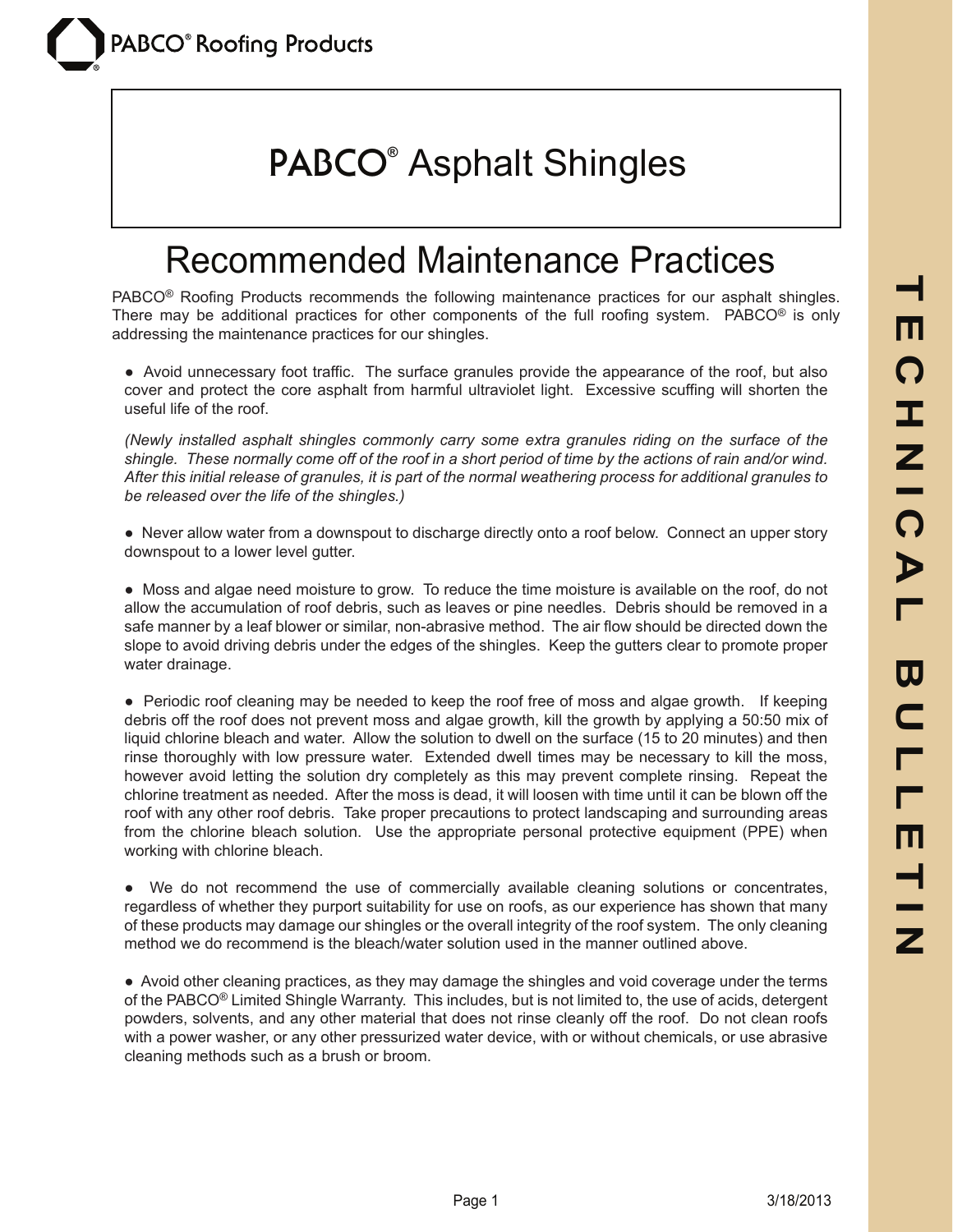PABCO® Roofing Products

# PABCO® Asphalt Shingles

## Recommended Maintenance Practices

PABCO® Roofing Products recommends the following maintenance practices for our asphalt shingles. There may be additional practices for other components of the full roofing system. PABCO® is only addressing the maintenance practices for our shingles.

- Avoid unnecessary foot traffic. The surface granules provide the appearance of the roof, but also cover and protect the core asphalt from harmful ultraviolet light. Excessive scuffing will shorten the useful life of the roof.

*(Newly installed asphalt shingles commonly carry some extra granules riding on the surface of the shingle. These normally come off of the roof in a short period of time by the actions of rain and/or wind. After this initial release of granules, it is part of the normal weathering process for additional granules to be released over the life of the shingles.)*

- Never allow water from a downspout to discharge directly onto a roof below. Connect an upper story downspout to a lower level gutter.

- Moss and algae need moisture to grow. To reduce the time moisture is available on the roof, do not allow the accumulation of roof debris, such as leaves or pine needles. Debris should be removed in a safe manner by a leaf blower or similar, non-abrasive method. The air flow should be directed down the slope to avoid driving debris under the edges of the shingles. Keep the gutters clear to promote proper water drainage.

- Periodic roof cleaning may be needed to keep the roof free of moss and algae growth. If keeping debris off the roof does not prevent moss and algae growth, kill the growth by applying a 50:50 mix of liquid chlorine bleach and water. Allow the solution to dwell on the surface (15 to 20 minutes) and then rinse thoroughly with low pressure water. Extended dwell times may be necessary to kill the moss, however avoid letting the solution dry completely as this may prevent complete rinsing. Repeat the chlorine treatment as needed. After the moss is dead, it will loosen with time until it can be blown off the roof with any other roof debris. Take proper precautions to protect landscaping and surrounding areas from the chlorine bleach solution. Use the appropriate personal protective equipment (PPE) when working with chlorine bleach.

- We do not recommend the use of commercially available cleaning solutions or concentrates, regardless of whether they purport suitability for use on roofs, as our experience has shown that many of these products may damage our shingles or the overall integrity of the roof system. The only cleaning method we do recommend is the bleach/water solution used in the manner outlined above.

- Avoid other cleaning practices, as they may damage the shingles and void coverage under the terms of the PABCO® Limited Shingle Warranty. This includes, but is not limited to, the use of acids, detergent powders, solvents, and any other material that does not rinse cleanly off the roof. Do not clean roofs with a power washer, or any other pressurized water device, with or without chemicals, or use abrasive cleaning methods such as a brush or broom.

TECHNICAL BULLETIN

3/18/2013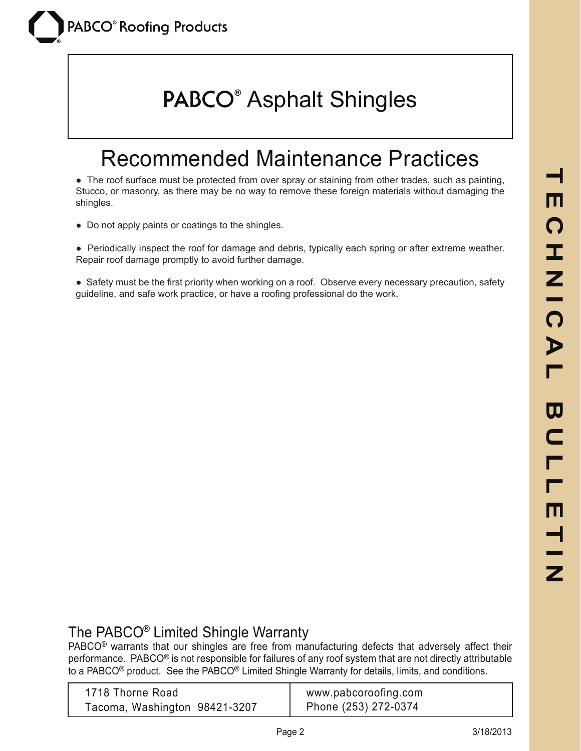PABCO® Roofing Products

# PABCO® Asphalt Shingles

## Recommended Maintenance Practices

- The roof surface must be protected from over spray or staining from other trades, such as painting, Stucco, or masonry, as there may be no way to remove these foreign materials without damaging the shingles.

- Do not apply paints or coatings to the shingles.

- Periodically inspect the roof for damage and debris, typically each spring or after extreme weather. Repair roof damage promptly to avoid further damage.

- Safety must be the first priority when working on a roof. Observe every necessary precaution, safety guideline, and safe work practice, or have a roofing professional do the work.

TECHNICAL BULLETIN

### The PABCO® Limited Shingle Warranty

PABCO® warrants that our shingles are free from manufacturing defects that adversely affect their performance. PABCO® is not responsible for failures of any roof system that are not directly attributable to a PABCO® product. See the PABCO® Limited Shingle Warranty for details, limits, and conditions.

| | |
|---|---|
| 1718 Thorne Road<br>Tacoma, Washington 98421-3207 | www.pabcoroofing.com<br>Phone (253) 272-0374 |

3/18/2013